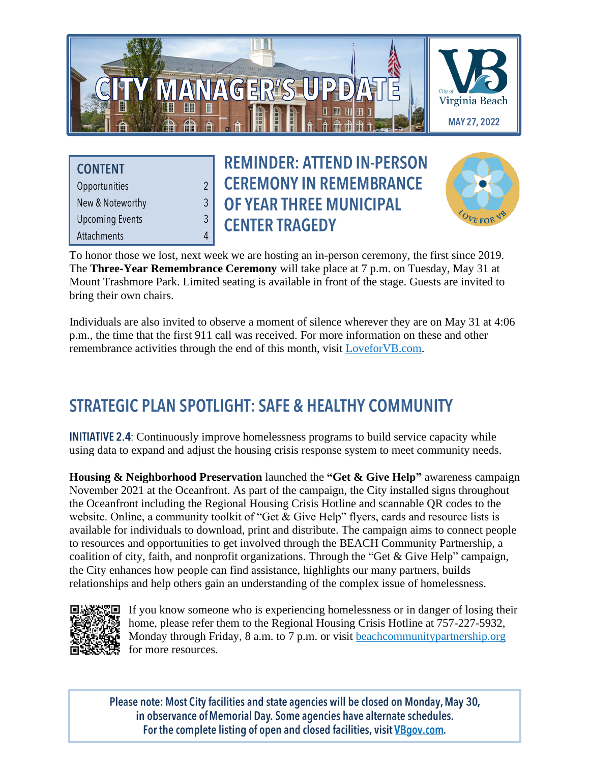# CITY MANAGER'S UPDATE

City of Virginia Beach

MAY 27, 2022

| CONTENT | |
|---|---|
| Opportunities | 2 |
| New & Noteworthy | 3 |
| Upcoming Events | 3 |
| Attachments | 4 |

## REMINDER: ATTEND IN-PERSON CEREMONY IN REMEMBRANCE OF YEAR THREE MUNICIPAL CENTER TRAGEDY

LOVE FOR VB

To honor those we lost, next week we are hosting an in-person ceremony, the first since 2019. The **Three-Year Remembrance Ceremony** will take place at 7 p.m. on Tuesday, May 31 at Mount Trashmore Park. Limited seating is available in front of the stage. Guests are invited to bring their own chairs.

Individuals are also invited to observe a moment of silence wherever they are on May 31 at 4:06 p.m., the time that the first 911 call was received. For more information on these and other remembrance activities through the end of this month, visit LoveforVB.com.

## STRATEGIC PLAN SPOTLIGHT: SAFE & HEALTHY COMMUNITY

**INITIATIVE 2.4**: Continuously improve homelessness programs to build service capacity while using data to expand and adjust the housing crisis response system to meet community needs.

**Housing & Neighborhood Preservation** launched the **"Get & Give Help"** awareness campaign November 2021 at the Oceanfront. As part of the campaign, the City installed signs throughout the Oceanfront including the Regional Housing Crisis Hotline and scannable QR codes to the website. Online, a community toolkit of "Get & Give Help" flyers, cards and resource lists is available for individuals to download, print and distribute. The campaign aims to connect people to resources and opportunities to get involved through the BEACH Community Partnership, a coalition of city, faith, and nonprofit organizations. Through the "Get & Give Help" campaign, the City enhances how people can find assistance, highlights our many partners, builds relationships and help others gain an understanding of the complex issue of homelessness.

If you know someone who is experiencing homelessness or in danger of losing their home, please refer them to the Regional Housing Crisis Hotline at 757-227-5932, Monday through Friday, 8 a.m. to 7 p.m. or visit beachcommunitypartnership.org for more resources.

**Please note: Most City facilities and state agencies will be closed on Monday, May 30, in observance of Memorial Day. Some agencies have alternate schedules. For the complete listing of open and closed facilities, visit VBgov.com.**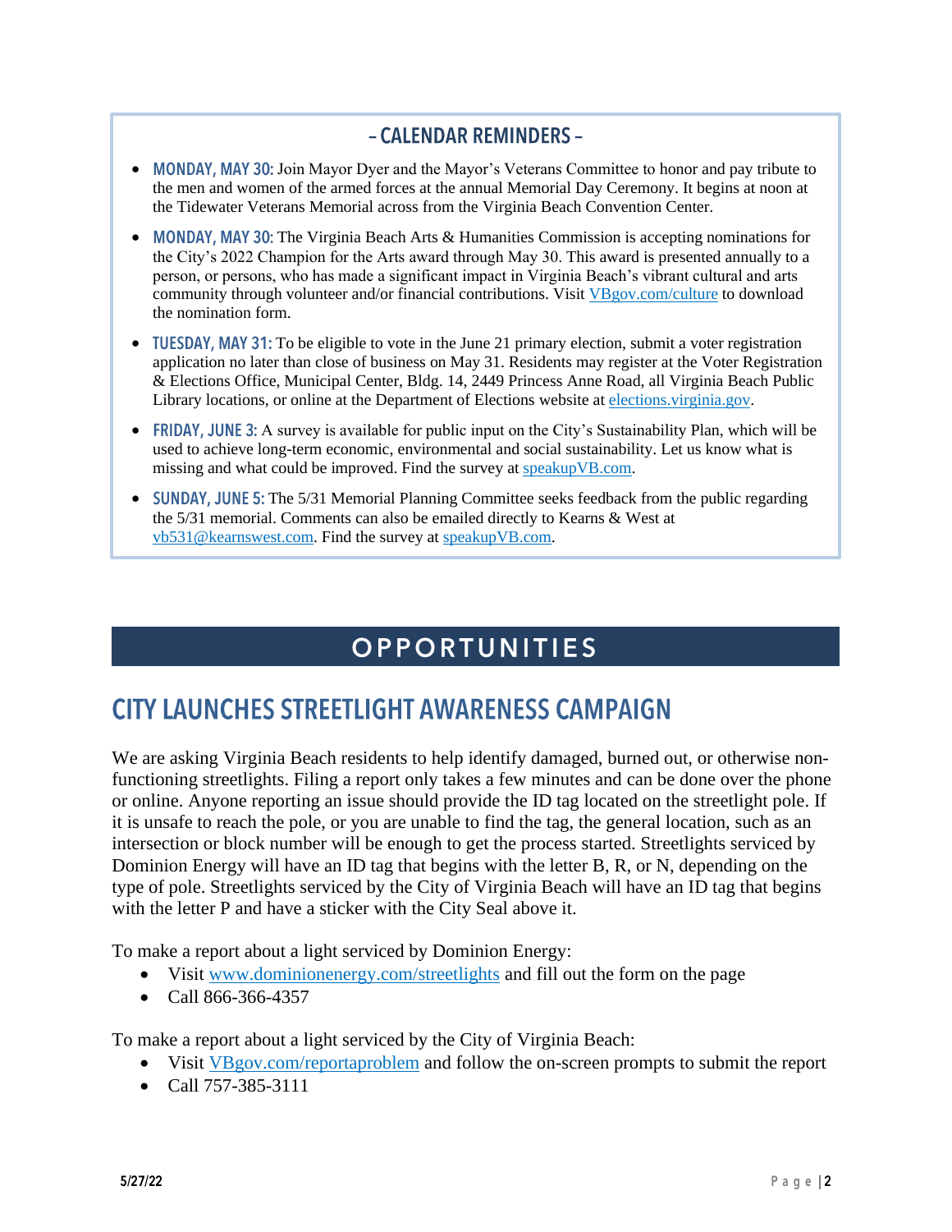## – CALENDAR REMINDERS –

- **MONDAY, MAY 30:** Join Mayor Dyer and the Mayor's Veterans Committee to honor and pay tribute to the men and women of the armed forces at the annual Memorial Day Ceremony. It begins at noon at the Tidewater Veterans Memorial across from the Virginia Beach Convention Center.
- **MONDAY, MAY 30:** The Virginia Beach Arts & Humanities Commission is accepting nominations for the City's 2022 Champion for the Arts award through May 30. This award is presented annually to a person, or persons, who has made a significant impact in Virginia Beach's vibrant cultural and arts community through volunteer and/or financial contributions. Visit [VBgov.com/culture](VBgov.com/culture) to download the nomination form.
- **TUESDAY, MAY 31:** To be eligible to vote in the June 21 primary election, submit a voter registration application no later than close of business on May 31. Residents may register at the Voter Registration & Elections Office, Municipal Center, Bldg. 14, 2449 Princess Anne Road, all Virginia Beach Public Library locations, or online at the Department of Elections website at [elections.virginia.gov](elections.virginia.gov).
- **FRIDAY, JUNE 3:** A survey is available for public input on the City's Sustainability Plan, which will be used to achieve long-term economic, environmental and social sustainability. Let us know what is missing and what could be improved. Find the survey at [speakupVB.com](speakupVB.com).
- **SUNDAY, JUNE 5:** The 5/31 Memorial Planning Committee seeks feedback from the public regarding the 5/31 memorial. Comments can also be emailed directly to Kearns & West at [vb531@kearnswest.com](mailto:vb531@kearnswest.com). Find the survey at [speakupVB.com](speakupVB.com).

# OPPORTUNITIES

## CITY LAUNCHES STREETLIGHT AWARENESS CAMPAIGN

We are asking Virginia Beach residents to help identify damaged, burned out, or otherwise non-functioning streetlights. Filing a report only takes a few minutes and can be done over the phone or online. Anyone reporting an issue should provide the ID tag located on the streetlight pole. If it is unsafe to reach the pole, or you are unable to find the tag, the general location, such as an intersection or block number will be enough to get the process started. Streetlights serviced by Dominion Energy will have an ID tag that begins with the letter B, R, or N, depending on the type of pole. Streetlights serviced by the City of Virginia Beach will have an ID tag that begins with the letter P and have a sticker with the City Seal above it.

To make a report about a light serviced by Dominion Energy:

- Visit [www.dominionenergy.com/streetlights](www.dominionenergy.com/streetlights) and fill out the form on the page
- Call 866-366-4357

To make a report about a light serviced by the City of Virginia Beach:

- Visit [VBgov.com/reportaproblem](VBgov.com/reportaproblem) and follow the on-screen prompts to submit the report
- Call 757-385-3111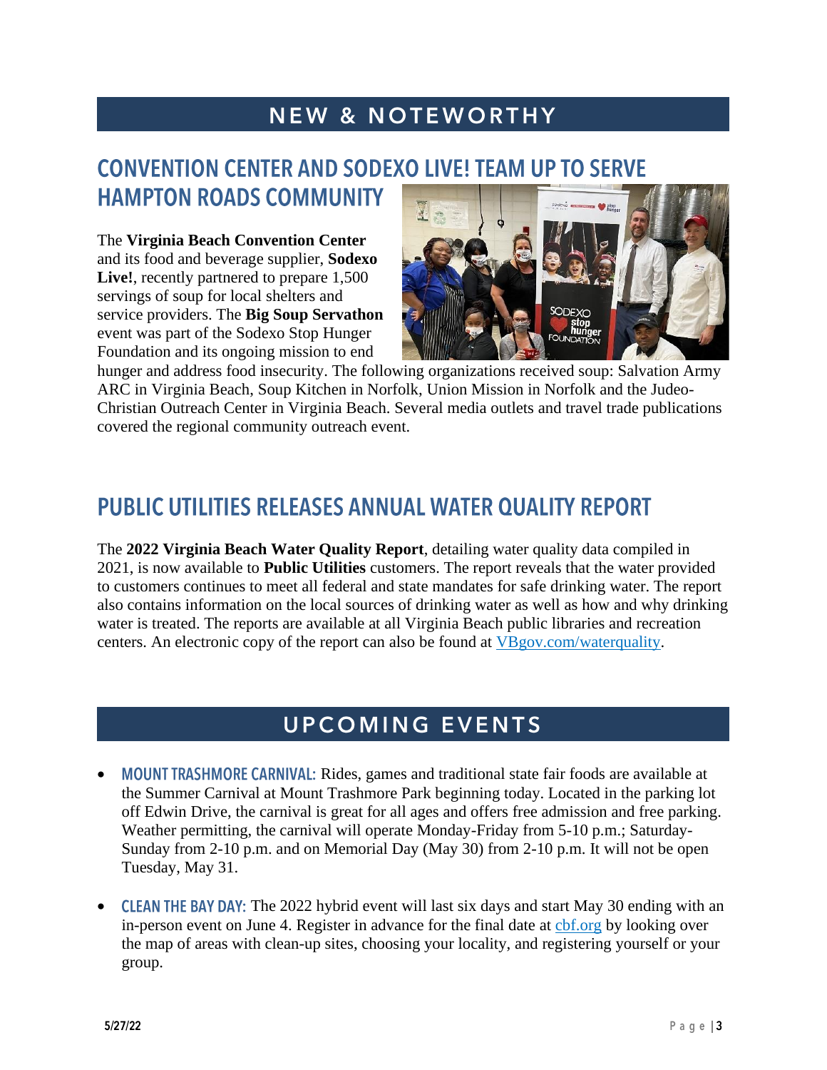# NEW & NOTEWORTHY

## CONVENTION CENTER AND SODEXO LIVE! TEAM UP TO SERVE HAMPTON ROADS COMMUNITY

The **Virginia Beach Convention Center** and its food and beverage supplier, **Sodexo Live!**, recently partnered to prepare 1,500 servings of soup for local shelters and service providers. The **Big Soup Servathon** event was part of the Sodexo Stop Hunger Foundation and its ongoing mission to end hunger and address food insecurity. The following organizations received soup: Salvation Army ARC in Virginia Beach, Soup Kitchen in Norfolk, Union Mission in Norfolk and the Judeo-Christian Outreach Center in Virginia Beach. Several media outlets and travel trade publications covered the regional community outreach event.

## PUBLIC UTILITIES RELEASES ANNUAL WATER QUALITY REPORT

The **2022 Virginia Beach Water Quality Report**, detailing water quality data compiled in 2021, is now available to **Public Utilities** customers. The report reveals that the water provided to customers continues to meet all federal and state mandates for safe drinking water. The report also contains information on the local sources of drinking water as well as how and why drinking water is treated. The reports are available at all Virginia Beach public libraries and recreation centers. An electronic copy of the report can also be found at VBgov.com/waterquality.

# UPCOMING EVENTS

- **MOUNT TRASHMORE CARNIVAL:** Rides, games and traditional state fair foods are available at the Summer Carnival at Mount Trashmore Park beginning today. Located in the parking lot off Edwin Drive, the carnival is great for all ages and offers free admission and free parking. Weather permitting, the carnival will operate Monday-Friday from 5-10 p.m.; Saturday-Sunday from 2-10 p.m. and on Memorial Day (May 30) from 2-10 p.m. It will not be open Tuesday, May 31.

- **CLEAN THE BAY DAY:** The 2022 hybrid event will last six days and start May 30 ending with an in-person event on June 4. Register in advance for the final date at cbf.org by looking over the map of areas with clean-up sites, choosing your locality, and registering yourself or your group.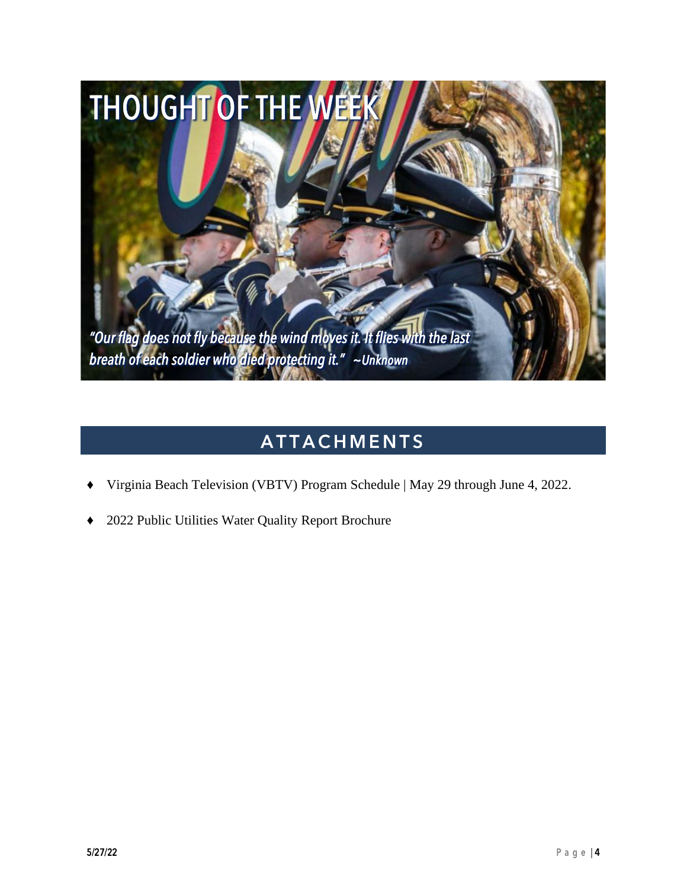# THOUGHT OF THE WEEK

*"Our flag does not fly because the wind moves it. It flies with the last breath of each soldier who died protecting it." ~Unknown*

## ATTACHMENTS

- Virginia Beach Television (VBTV) Program Schedule | May 29 through June 4, 2022.
- 2022 Public Utilities Water Quality Report Brochure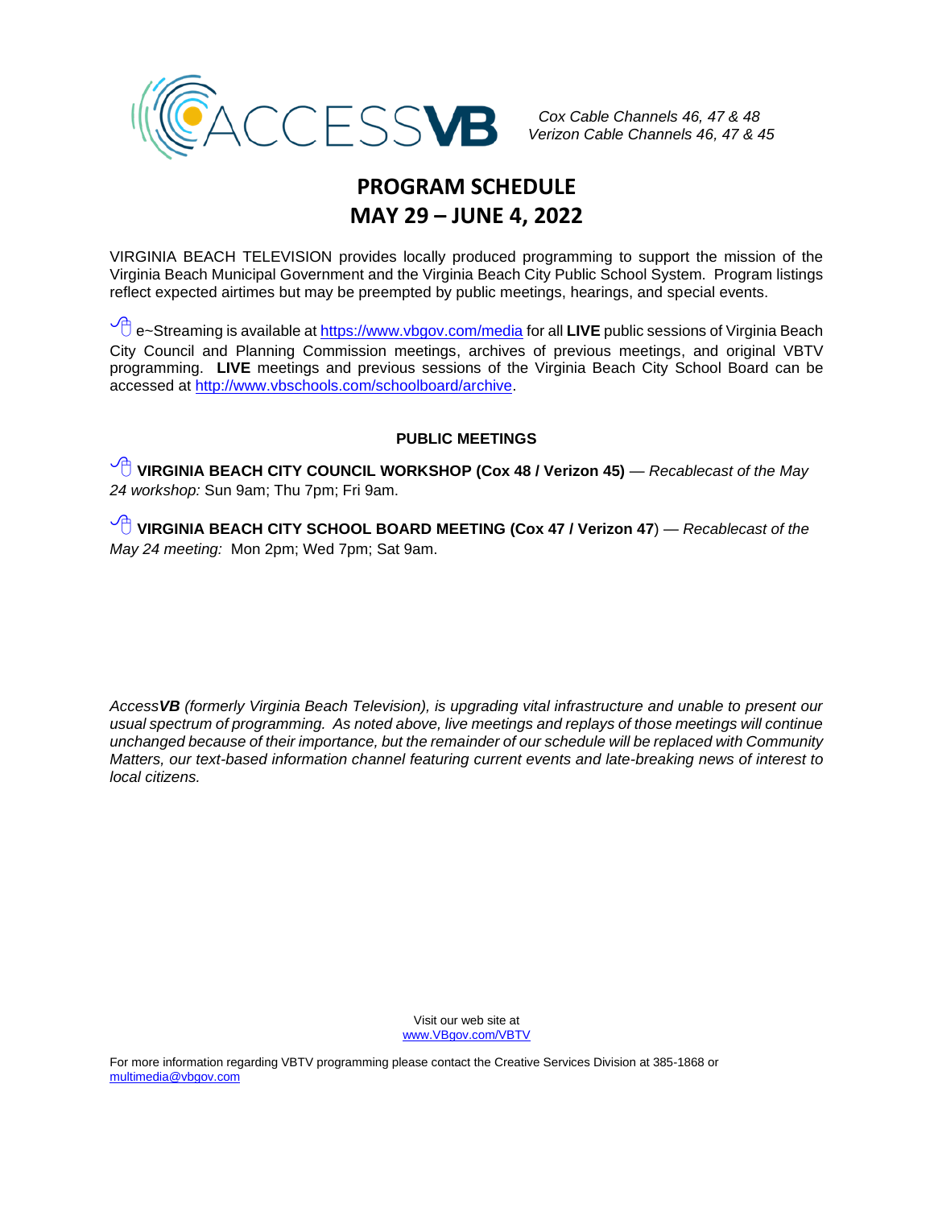ACCESS**VB**

*Cox Cable Channels 46, 47 & 48*
*Verizon Cable Channels 46, 47 & 45*

# PROGRAM SCHEDULE
# MAY 29 – JUNE 4, 2022

VIRGINIA BEACH TELEVISION provides locally produced programming to support the mission of the Virginia Beach Municipal Government and the Virginia Beach City Public School System. Program listings reflect expected airtimes but may be preempted by public meetings, hearings, and special events.

e~Streaming is available at https://www.vbgov.com/media for all **LIVE** public sessions of Virginia Beach City Council and Planning Commission meetings, archives of previous meetings, and original VBTV programming. **LIVE** meetings and previous sessions of the Virginia Beach City School Board can be accessed at http://www.vbschools.com/schoolboard/archive.

## PUBLIC MEETINGS

**VIRGINIA BEACH CITY COUNCIL WORKSHOP (Cox 48 / Verizon 45)** — *Recablecast of the May 24 workshop:* Sun 9am; Thu 7pm; Fri 9am.

**VIRGINIA BEACH CITY SCHOOL BOARD MEETING (Cox 47 / Verizon 47**) — *Recablecast of the May 24 meeting:* Mon 2pm; Wed 7pm; Sat 9am.

*Access**VB** (formerly Virginia Beach Television), is upgrading vital infrastructure and unable to present our usual spectrum of programming. As noted above, live meetings and replays of those meetings will continue unchanged because of their importance, but the remainder of our schedule will be replaced with Community Matters, our text-based information channel featuring current events and late-breaking news of interest to local citizens.*

Visit our web site at
www.VBgov.com/VBTV

For more information regarding VBTV programming please contact the Creative Services Division at 385-1868 or multimedia@vbgov.com